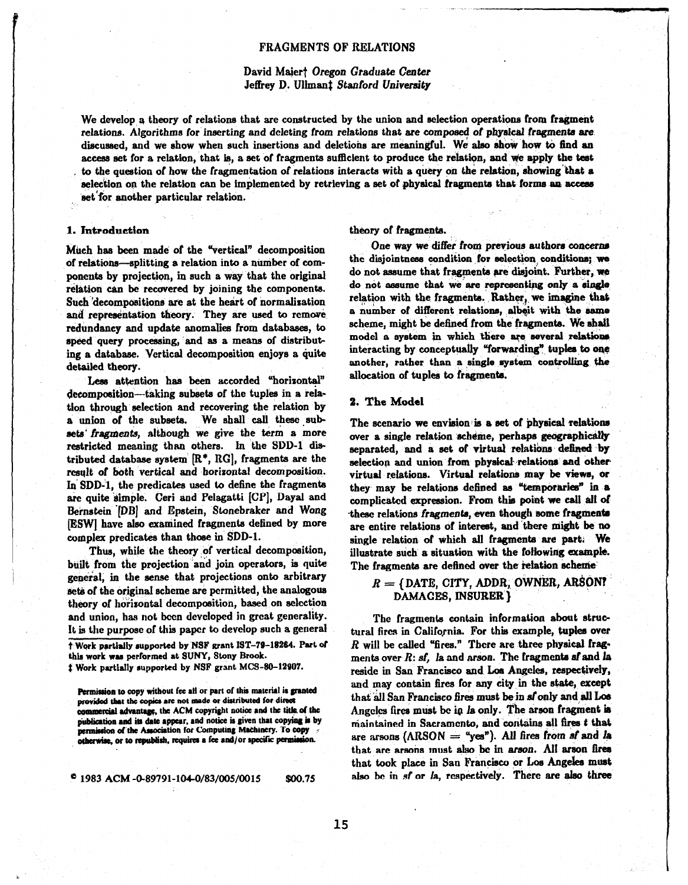# FRAGMENTS OF RELATIONS

David Maier† *Oregon Graduate Center*
Jeffrey D. Ullman‡ *Stanford University*

We develop a theory of relations that are constructed by the union and selection operations from fragment relations. Algorithms for inserting and deleting from relations that are composed of physical fragments are discussed, and we show when such insertions and deletions are meaningful. We also show how to find an access set for a relation, that is, a set of fragments sufficient to produce the relation, and we apply the test to the question of how the fragmentation of relations interacts with a query on the relation, showing that a selection on the relation can be implemented by retrieving a set of physical fragments that forms an access set for another particular relation.

## 1. Introduction

Much has been made of the "vertical" decomposition of relations—splitting a relation into a number of components by projection, in such a way that the original relation can be recovered by joining the components. Such decompositions are at the heart of normalization and representation theory. They are used to remove redundancy and update anomalies from databases, to speed query processing, and as a means of distributing a database. Vertical decomposition enjoys a quite detailed theory.

Less attention has been accorded "horizontal" decomposition—taking subsets of the tuples in a relation through selection and recovering the relation by a union of the subsets. We shall call these subsets *fragments*, although we give the term a more restricted meaning than others. In the SDD-1 distributed database system [R*, RG], fragments are the result of both vertical and horizontal decomposition. In SDD-1, the predicates used to define the fragments are quite simple. Ceri and Pelagatti [CP], Dayal and Bernstein [DB] and Epstein, Stonebraker and Wong [ESW] have also examined fragments defined by more complex predicates than those in SDD-1.

Thus, while the theory of vertical decomposition, built from the projection and join operators, is quite general, in the sense that projections onto arbitrary sets of the original scheme are permitted, the analogous theory of horizontal decomposition, based on selection and union, has not been developed in great generality. It is the purpose of this paper to develop such a general theory of fragments.

One way we differ from previous authors concerns the disjointness condition for selection conditions; we do not assume that fragments are disjoint. Further, we do not assume that we are representing only a single relation with the fragments. Rather, we imagine that a number of different relations, albeit with the same scheme, might be defined from the fragments. We shall model a system in which there are several relations interacting by conceptually "forwarding" tuples to one another, rather than a single system controlling the allocation of tuples to fragments.

## 2. The Model

The scenario we envision is a set of physical relations over a single relation scheme, perhaps geographically separated, and a set of virtual relations defined by selection and union from physical relations and other virtual relations. Virtual relations may be views, or they may be relations defined as "temporaries" in a complicated expression. From this point we call all of these relations *fragments*, even though some fragments are entire relations of interest, and there might be no single relation of which all fragments are part. We illustrate such a situation with the following example. The fragments are defined over the relation scheme

$R = \{$DATE, CITY, ADDR, OWNER, ARSON? DAMAGES, INSURER$\}$

The fragments contain information about structural fires in California. For this example, tuples over $R$ will be called "fires." There are three physical fragments over $R$: *sf*, *la* and *arson*. The fragments *sf* and *la* reside in San Francisco and Los Angeles, respectively, and may contain fires for any city in the state, except that all San Francisco fires must be in *sf* only and all Los Angeles fires must be in *la* only. The arson fragment is maintained in Sacramento, and contains all fires $t$ that are arsons (ARSON = "yes"). All fires from *sf* and *la* that are arsons must also be in *arson*. All arson fires that took place in San Francisco or Los Angeles must also be in *sf* or *la*, respectively. There are also three

† Work partially supported by NSF grant IST-79-18264. Part of this work was performed at SUNY, Stony Brook.
‡ Work partially supported by NSF grant MCS-80-12907.

Permission to copy without fee all or part of this material is granted provided that the copies are not made or distributed for direct commercial advantage, the ACM copyright notice and the title of the publication and its date appear, and notice is given that copying is by permission of the Association for Computing Machinery. To copy otherwise, or to republish, requires a fee and/or specific permission.

© 1983 ACM -0-89791-104-0/83/005/0015 $00.75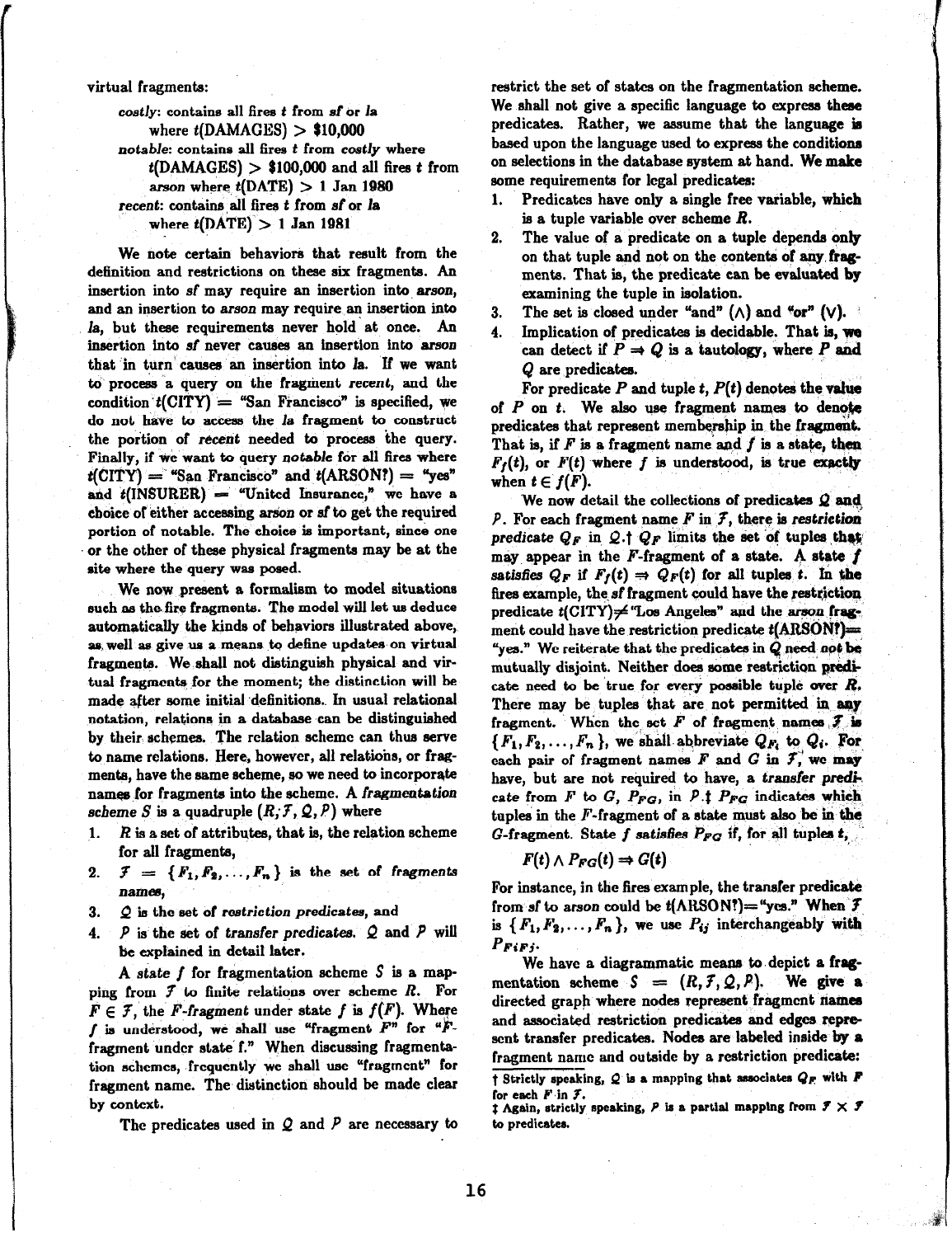virtual fragments:

*costly*: contains all fires $t$ from *sf* or *la* where $t$(DAMAGES) > \$10,000

*notable*: contains all fires $t$ from *costly* where $t$(DAMAGES) > \$100,000 and all fires $t$ from *arson* where $t$(DATE) > 1 Jan 1980

*recent*: contains all fires $t$ from *sf* or *la* where $t$(DATE) > 1 Jan 1981

We note certain behaviors that result from the definition and restrictions on these six fragments. An insertion into *sf* may require an insertion into *arson*, and an insertion to *arson* may require an insertion into *la*, but these requirements never hold at once. An insertion into *sf* never causes an insertion into *arson* that in turn causes an insertion into *la*. If we want to process a query on the fragment *recent*, and the condition $t$(CITY) = "San Francisco" is specified, we do not have to access the *la* fragment to construct the portion of *recent* needed to process the query. Finally, if we want to query *notable* for all fires where $t$(CITY) = "San Francisco" and $t$(ARSON?) = "yes" and $t$(INSURER) = "United Insurance," we have a choice of either accessing *arson* or *sf* to get the required portion of notable. The choice is important, since one or the other of these physical fragments may be at the site where the query was posed.

We now present a formalism to model situations such as the fire fragments. The model will let us deduce automatically the kinds of behaviors illustrated above, as well as give us a means to define updates on virtual fragments. We shall not distinguish physical and virtual fragments for the moment; the distinction will be made after some initial definitions. In usual relational notation, relations in a database can be distinguished by their schemes. The relation scheme can thus serve to name relations. Here, however, all relations, or fragments, have the same scheme, so we need to incorporate names for fragments into the scheme. A *fragmentation scheme* $S$ is a quadruple $(R, \mathcal{F}, \mathcal{Q}, \mathcal{P})$ where

1. $R$ is a set of attributes, that is, the relation scheme for all fragments,
2. $\mathcal{F} = \{F_1, F_2, \ldots, F_n\}$ is the set of *fragments names*,
3. $\mathcal{Q}$ is the set of *restriction predicates*, and
4. $\mathcal{P}$ is the set of *transfer predicates*. $\mathcal{Q}$ and $\mathcal{P}$ will be explained in detail later.

A *state* $f$ for fragmentation scheme $S$ is a mapping from $\mathcal{F}$ to finite relations over scheme $R$. For $F \in \mathcal{F}$, the *F-fragment* under state $f$ is $f(F)$. Where $f$ is understood, we shall use "fragment $F$" for "$F$-fragment under state f." When discussing fragmentation schemes, frequently we shall use "fragment" for fragment name. The distinction should be made clear by context.

The predicates used in $\mathcal{Q}$ and $\mathcal{P}$ are necessary to restrict the set of states on the fragmentation scheme. We shall not give a specific language to express these predicates. Rather, we assume that the language is based upon the language used to express the conditions on selections in the database system at hand. We make some requirements for legal predicates:

1. Predicates have only a single free variable, which is a tuple variable over scheme $R$.
2. The value of a predicate on a tuple depends only on that tuple and not on the contents of any fragments. That is, the predicate can be evaluated by examining the tuple in isolation.
3. The set is closed under "and" ($\wedge$) and "or" ($\vee$).
4. Implication of predicates is decidable. That is, we can detect if $P \Rightarrow Q$ is a tautology, where $P$ and $Q$ are predicates.

For predicate $P$ and tuple $t$, $P(t)$ denotes the value of $P$ on $t$. We also use fragment names to denote predicates that represent membership in the fragment. That is, if $F$ is a fragment name and $f$ is a state, then $F_f(t)$, or $F(t)$ where $f$ is understood, is true exactly when $t \in f(F)$.

We now detail the collections of predicates $\mathcal{Q}$ and $\mathcal{P}$. For each fragment name $F$ in $\mathcal{F}$, there is *restriction predicate* $Q_F$ in $\mathcal{Q}$.† $Q_F$ limits the set of tuples that may appear in the $F$-fragment of a state. A state $f$ *satisfies* $Q_F$ if $F_f(t) \Rightarrow Q_F(t)$ for all tuples $t$. In the fires example, the *sf* fragment could have the restriction predicate $t$(CITY)≠"Los Angeles" and the *arson* fragment could have the restriction predicate $t$(ARSON?)= "yes." We reiterate that the predicates in $\mathcal{Q}$ need *not* be mutually disjoint. Neither does some restriction predicate need to be true for every possible tuple over $R$. There may be tuples that are not permitted in any fragment. When the set $F$ of fragment names $\mathcal{F}$ is $\{F_1, F_2, \ldots, F_n\}$, we shall abbreviate $Q_{F_i}$ to $Q_i$. For each pair of fragment names $F$ and $G$ in $\mathcal{F}$, we may have, but are not required to have, a *transfer predicate* from $F$ to $G$, $P_{FG}$, in $\mathcal{P}$.‡ $P_{FG}$ indicates which tuples in the $F$-fragment of a state must also be in the $G$-fragment. State $f$ *satisfies* $P_{FG}$ if, for all tuples $t$,

$$F(t) \wedge P_{FG}(t) \Rightarrow G(t)$$

For instance, in the fires example, the transfer predicate from *sf* to *arson* could be $t$(ARSON?)="yes." When $\mathcal{F}$ is $\{F_1, F_2, \ldots, F_n\}$, we use $P_{ij}$ interchangeably with $P_{F_iF_j}$.

We have a diagrammatic means to depict a fragmentation scheme $S = (R, \mathcal{F}, \mathcal{Q}, \mathcal{P})$. We give a directed graph where nodes represent fragment names and associated restriction predicates and edges represent transfer predicates. Nodes are labeled inside by a fragment name and outside by a restriction predicate:

† Strictly speaking, $\mathcal{Q}$ is a mapping that associates $Q_F$ with $F$ for each $F$ in $\mathcal{F}$.

‡ Again, strictly speaking, $\mathcal{P}$ is a partial mapping from $\mathcal{F} \times \mathcal{F}$ to predicates.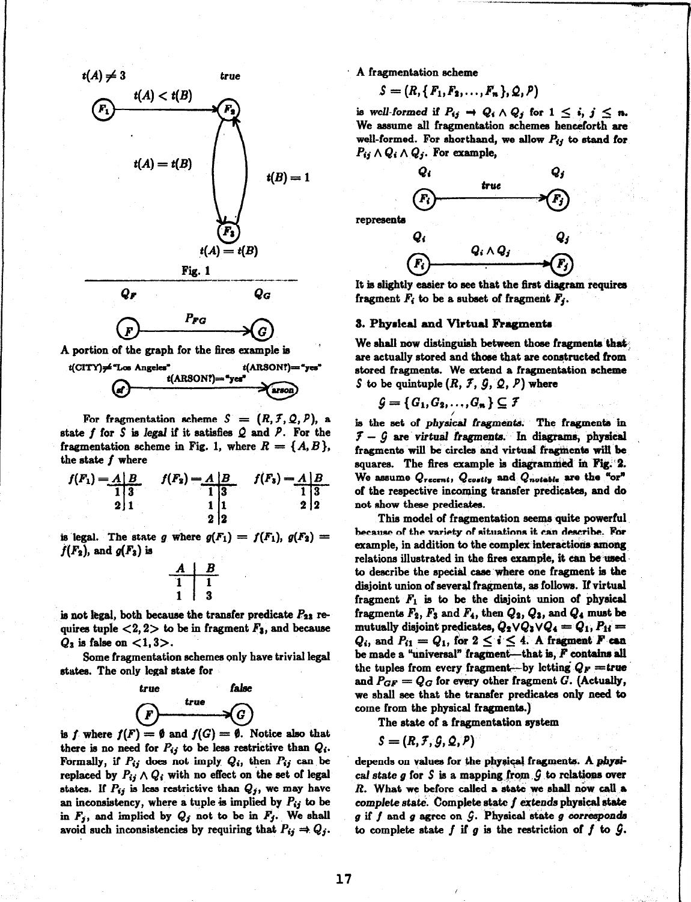$t(A) \neq 3$ — true

$F_1 \xrightarrow{t(A) < t(B)} F_2$

$F_2 \xrightarrow{t(B) = 1} F_3$, $F_3 \xrightarrow{t(A) = t(B)} F_2$

$t(A) = t(B)$

Fig. 1

$Q_F$ — $Q_G$

$F \xrightarrow{P_{FG}} G$

A portion of the graph for the fires example is

t(CITY)≠"Los Angeles" — t(ARSON?)="yes"

sf $\xrightarrow{\text{t(ARSON?)="yes"}}$ arson

For fragmentation scheme $S = (R, \mathcal{F}, \mathcal{Q}, \mathcal{P})$, a state $f$ for $S$ is *legal* if it satisfies $\mathcal{Q}$ and $\mathcal{P}$. For the fragmentation scheme in Fig. 1, where $R = \{A, B\}$, the state $f$ where

$f(F_1) =$

| A | B |
|---|---|
| 1 | 3 |
| 2 | 1 |

$f(F_2) =$

| A | B |
|---|---|
| 1 | 3 |
| 1 | 1 |
| 2 | 2 |

$f(F_3) =$

| A | B |
|---|---|
| 1 | 3 |
| 2 | 2 |

is legal. The state $g$ where $g(F_1) = f(F_1)$, $g(F_2) = f(F_2)$, and $g(F_3)$ is

| A | B |
|---|---|
| 1 | 1 |
| 1 | 3 |

is not legal, both because the transfer predicate $P_{23}$ requires tuple $<2, 2>$ to be in fragment $F_3$, and because $Q_3$ is false on $<1, 3>$.

Some fragmentation schemes only have trivial legal states. The only legal state for

true — false

$F \xrightarrow{true} G$

is $f$ where $f(F) = \emptyset$ and $f(G) = \emptyset$. Notice also that there is no need for $P_{ij}$ to be less restrictive than $Q_i$. Formally, if $P_{ij}$ does not imply $Q_i$, then $P_{ij}$ can be replaced by $P_{ij} \wedge Q_i$ with no effect on the set of legal states. If $P_{ij}$ is less restrictive than $Q_j$, we may have an inconsistency, where a tuple is implied by $P_{ij}$ to be in $F_j$, and implied by $Q_j$ not to be in $F_j$. We shall avoid such inconsistencies by requiring that $P_{ij} \Rightarrow Q_j$.

A fragmentation scheme

$$S = (R, \{F_1, F_2, \ldots, F_n\}, \mathcal{Q}, \mathcal{P})$$

is *well-formed* if $P_{ij} \rightarrow Q_i \wedge Q_j$ for $1 \leq i, j \leq n$. We assume all fragmentation schemes henceforth are well-formed. For shorthand, we allow $P_{ij}$ to stand for $P_{ij} \wedge Q_i \wedge Q_j$. For example,

$Q_i$ — $Q_j$

$F_i \xrightarrow{true} F_j$

represents

$Q_i$ — $Q_j$

$F_i \xrightarrow{Q_i \wedge Q_j} F_j$

It is slightly easier to see that the first diagram requires fragment $F_i$ to be a subset of fragment $F_j$.

## 3. Physical and Virtual Fragments

We shall now distinguish between those fragments that are actually stored and those that are constructed from stored fragments. We extend a fragmentation scheme $S$ to be quintuple $(R, \mathcal{F}, \mathcal{G}, \mathcal{Q}, \mathcal{P})$ where

$$\mathcal{G} = \{G_1, G_2, \ldots, G_m\} \subseteq \mathcal{F}$$

is the set of *physical fragments*. The fragments in $\mathcal{F} - \mathcal{G}$ are *virtual fragments*. In diagrams, physical fragments will be circles and virtual fragments will be squares. The fires example is diagrammed in Fig. 2. We assume $Q_{recent}$, $Q_{costly}$ and $Q_{notable}$ are the "or" of the respective incoming transfer predicates, and do not show these predicates.

This model of fragmentation seems quite powerful because of the variety of situations it can describe. For example, in addition to the complex interactions among relations illustrated in the fires example, it can be used to describe the special case where one fragment is the disjoint union of several fragments, as follows. If virtual fragment $F_1$ is to be the disjoint union of physical fragments $F_2$, $F_3$ and $F_4$, then $Q_2$, $Q_3$, and $Q_4$ must be mutually disjoint predicates, $Q_2 \vee Q_3 \vee Q_4 = Q_1$, $P_{i1} = Q_i$, and $P_{i1} = Q_1$, for $2 \leq i \leq 4$. A fragment $F$ can be made a "universal" fragment—that is, $F$ contains all the tuples from every fragment—by letting $Q_F = true$ and $P_{GF} = Q_G$ for every other fragment $G$. (Actually, we shall see that the transfer predicates only need to come from the physical fragments.)

The state of a fragmentation system

$$S = (R, \mathcal{F}, \mathcal{G}, \mathcal{Q}, \mathcal{P})$$

depends on values for the physical fragments. A *physical state* $g$ for $S$ is a mapping from $\mathcal{G}$ to relations over $R$. What we before called a state we shall now call a *complete state*. Complete state $f$ *extends* physical state $g$ if $f$ and $g$ agree on $\mathcal{G}$. Physical state $g$ *corresponds* to complete state $f$ if $g$ is the restriction of $f$ to $\mathcal{G}$.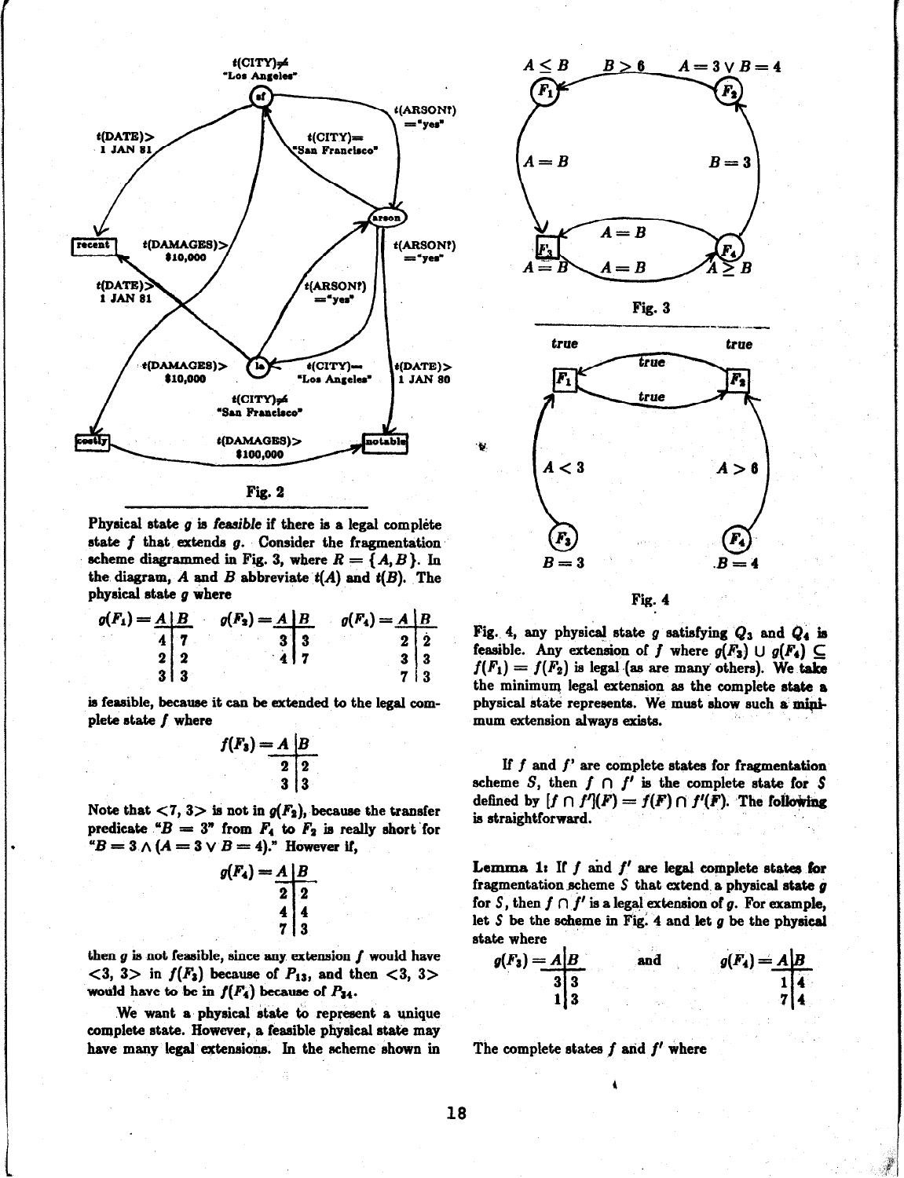Fig. 2

Physical state $g$ is *feasible* if there is a legal complete state $f$ that extends $g$. Consider the fragmentation scheme diagrammed in Fig. 3, where $R = \{A, B\}$. In the diagram, $A$ and $B$ abbreviate $t(A)$ and $t(B)$. The physical state $g$ where

$g(F_1) =$

| A | B |
|---|---|
| 4 | 7 |
| 2 | 2 |
| 3 | 3 |

$g(F_2) =$

| A | B |
|---|---|
| 3 | 3 |
| 4 | 7 |

$g(F_4) =$

| A | B |
|---|---|
| 2 | 2 |
| 3 | 3 |
| 7 | 3 |

is feasible, because it can be extended to the legal complete state $f$ where

$f(F_3) =$

| A | B |
|---|---|
| 2 | 2 |
| 3 | 3 |

Note that $<7, 3>$ is not in $g(F_2)$, because the transfer predicate "$B = 3$" from $F_4$ to $F_2$ is really short for "$B = 3 \wedge (A = 3 \vee B = 4)$." However if,

$g(F_4) =$

| A | B |
|---|---|
| 2 | 2 |
| 4 | 4 |
| 7 | 3 |

then $g$ is not feasible, since any extension $f$ would have $<3, 3>$ in $f(F_3)$ because of $P_{13}$, and then $<3, 3>$ would have to be in $f(F_4)$ because of $P_{34}$.

We want a physical state to represent a unique complete state. However, a feasible physical state may have many legal extensions. In the scheme shown in

Fig. 3

Fig. 4

Fig. 4, any physical state $g$ satisfying $Q_3$ and $Q_4$ is feasible. Any extension of $f$ where $g(F_3) \cup g(F_4) \subseteq f(F_1) = f(F_2)$ is legal (as are many others). We take the minimum legal extension as the complete state a physical state represents. We must show such a minimum extension always exists.

If $f$ and $f'$ are complete states for fragmentation scheme $S$, then $f \cap f'$ is the complete state for $S$ defined by $[f \cap f'](F) = f(F) \cap f'(F)$. The following is straightforward.

**Lemma 1:** If $f$ and $f'$ are legal complete states for fragmentation scheme $S$ that extend a physical state $g$ for $S$, then $f \cap f'$ is a legal extension of $g$. For example, let $S$ be the scheme in Fig. 4 and let $g$ be the physical state where

$g(F_3) =$

| A | B |
|---|---|
| 3 | 3 |
| 1 | 3 |

and $g(F_4) =$

| A | B |
|---|---|
| 1 | 4 |
| 7 | 4 |

The complete states $f$ and $f'$ where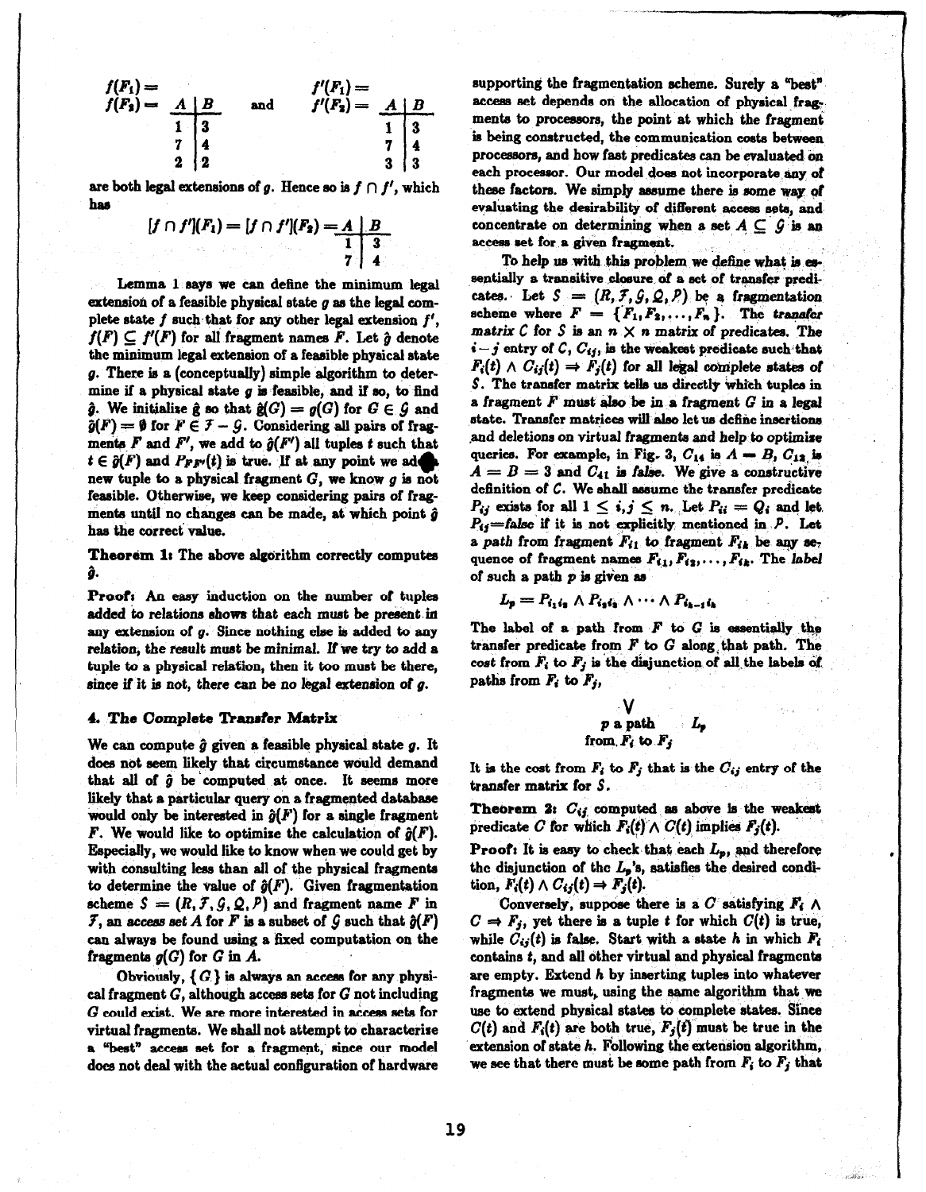$f(F_1) =$
$f(F_2) =$

| A | B |
|---|---|
| 1 | 3 |
| 7 | 4 |
| 2 | 2 |

and

$f'(F_1) =$
$f'(F_2) =$

| A | B |
|---|---|
| 1 | 3 |
| 7 | 4 |
| 3 | 3 |

are both legal extensions of $g$. Hence so is $f \cap f'$, which has

$[f \cap f'](F_1) = [f \cap f'](F_2) =$

| A | B |
|---|---|
| 1 | 3 |
| 7 | 4 |

Lemma 1 says we can define the minimum legal extension of a feasible physical state $g$ as the legal complete state $f$ such that for any other legal extension $f'$, $f(F) \subseteq f'(F)$ for all fragment names $F$. Let $\hat{g}$ denote the minimum legal extension of a feasible physical state $g$. There is a (conceptually) simple algorithm to determine if a physical state $g$ is feasible, and if so, to find $\hat{g}$. We initialize $\hat{g}$ so that $\hat{g}(G) = g(G)$ for $G \in \mathcal{G}$ and $\hat{g}(F) = \emptyset$ for $F \in \mathcal{F} - \mathcal{G}$. Considering all pairs of fragments $F$ and $F'$, we add to $\hat{g}(F')$ all tuples $t$ such that $t \in \hat{g}(F)$ and $P_{FF'}(t)$ is true. If at any point we add a new tuple to a physical fragment $G$, we know $g$ is not feasible. Otherwise, we keep considering pairs of fragments until no changes can be made, at which point $\hat{g}$ has the correct value.

**Theorem 1:** The above algorithm correctly computes $\hat{g}$.

**Proof:** An easy induction on the number of tuples added to relations shows that each must be present in any extension of $g$. Since nothing else is added to any relation, the result must be minimal. If we try to add a tuple to a physical relation, then it too must be there, since if it is not, there can be no legal extension of $g$.

## 4. The Complete Transfer Matrix

We can compute $\hat{g}$ given a feasible physical state $g$. It does not seem likely that circumstance would demand that all of $\hat{g}$ be computed at once. It seems more likely that a particular query on a fragmented database would only be interested in $\hat{g}(F)$ for a single fragment $F$. We would like to optimize the calculation of $\hat{g}(F)$. Especially, we would like to know when we could get by with consulting less than all of the physical fragments to determine the value of $\hat{g}(F)$. Given fragmentation scheme $S = (R, \mathcal{F}, \mathcal{G}, \mathcal{Q}, \mathcal{P})$ and fragment name $F$ in $\mathcal{F}$, an *access set* $A$ for $F$ is a subset of $\mathcal{G}$ such that $\hat{g}(F)$ can always be found using a fixed computation on the fragments $g(G)$ for $G$ in $A$.

Obviously, $\{G\}$ is always an access for any physical fragment $G$, although access sets for $G$ not including $G$ could exist. We are more interested in access sets for virtual fragments. We shall not attempt to characterize a "best" access set for a fragment, since our model does not deal with the actual configuration of hardware supporting the fragmentation scheme. Surely a "best" access set depends on the allocation of physical fragments to processors, the point at which the fragment is being constructed, the communication costs between processors, and how fast predicates can be evaluated on each processor. Our model does not incorporate any of these factors. We simply assume there is some way of evaluating the desirability of different access sets, and concentrate on determining when a set $A \subseteq \mathcal{G}$ is an access set for a given fragment.

To help us with this problem we define what is essentially a transitive closure of a set of transfer predicates. Let $S = (R, \mathcal{F}, \mathcal{G}, \mathcal{Q}, \mathcal{P})$ be a fragmentation scheme where $\mathcal{F} = \{F_1, F_2, \ldots, F_n\}$. The *transfer matrix* $C$ for $S$ is an $n \times n$ matrix of predicates. The $i-j$ entry of $C$, $C_{ij}$, is the weakest predicate such that $F_i(t) \wedge C_{ij}(t) \Rightarrow F_j(t)$ for all legal complete states of $S$. The transfer matrix tells us directly which tuples in a fragment $F$ must also be in a fragment $G$ in a legal state. Transfer matrices will also let us define insertions and deletions on virtual fragments and help to optimize queries. For example, in Fig. 3, $C_{14}$ is $A = B$, $C_{12}$ is $A = B = 3$ and $C_{41}$ is *false*. We give a constructive definition of $C$. We shall assume the transfer predicate $P_{ij}$ exists for all $1 \le i, j \le n$. Let $P_{ii} = Q_i$ and let $P_{ij}$=*false* if it is not explicitly mentioned in $\mathcal{P}$. Let a *path* from fragment $F_{i_1}$ to fragment $F_{i_k}$ be any sequence of fragment names $F_{i_1}, F_{i_2}, \ldots, F_{i_k}$. The *label* of such a path $p$ is given as

$$L_p = P_{i_1 i_2} \wedge P_{i_2 i_3} \wedge \cdots \wedge P_{i_{k-1} i_k}$$

The label of a path from $F$ to $G$ is essentially the transfer predicate from $F$ to $G$ along that path. The *cost* from $F_i$ to $F_j$ is the disjunction of all the labels of paths from $F_i$ to $F_j$,

$$\bigvee_{\substack{p \text{ a path} \\ \text{from } F_i \text{ to } F_j}} L_p$$

It is the cost from $F_i$ to $F_j$ that is the $C_{ij}$ entry of the transfer matrix for $S$.

**Theorem 2:** $C_{ij}$ computed as above is the weakest predicate $C$ for which $F_i(t) \wedge C(t)$ implies $F_j(t)$.

**Proof:** It is easy to check that each $L_p$, and therefore the disjunction of the $L_p$'s, satisfies the desired condition, $F_i(t) \wedge C_{ij}(t) \Rightarrow F_j(t)$.

Conversely, suppose there is a $C$ satisfying $F_i \wedge C \Rightarrow F_j$, yet there is a tuple $t$ for which $C(t)$ is true, while $C_{ij}(t)$ is false. Start with a state $h$ in which $F_i$ contains $t$, and all other virtual and physical fragments are empty. Extend $h$ by inserting tuples into whatever fragments we must, using the same algorithm that we use to extend physical states to complete states. Since $C(t)$ and $F_i(t)$ are both true, $F_j(t)$ must be true in the extension of state $h$. Following the extension algorithm, we see that there must be some path from $F_i$ to $F_j$ that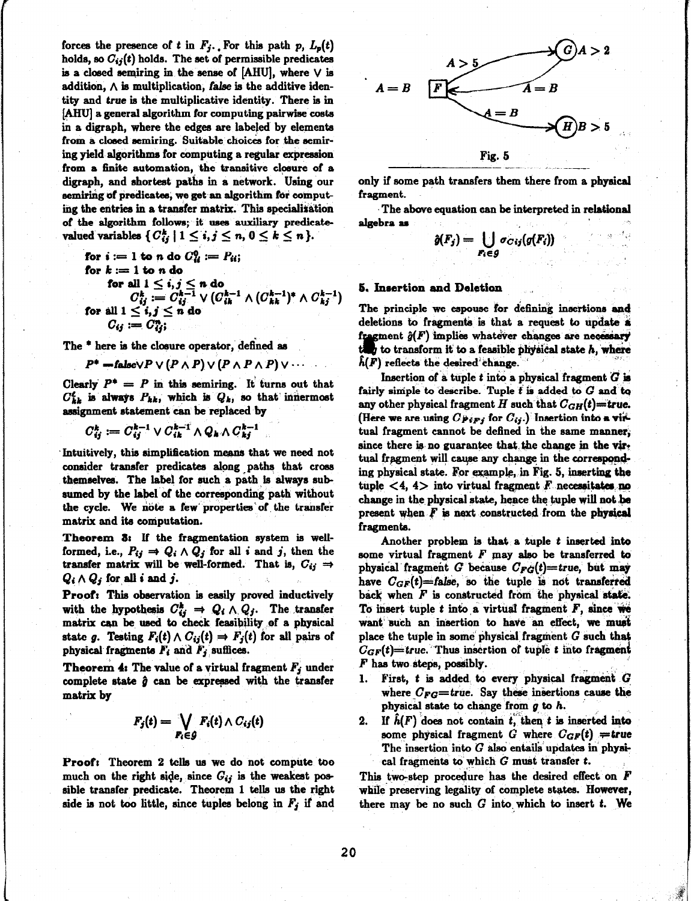forces the presence of $t$ in $F_j$. For this path $p$, $L_p(t)$ holds, so $C_{ij}(t)$ holds. The set of permissible predicates is a closed semiring in the sense of [AHU], where $\vee$ is addition, $\wedge$ is multiplication, *false* is the additive identity and *true* is the multiplicative identity. There is in [AHU] a general algorithm for computing pairwise costs in a digraph, where the edges are labeled by elements from a closed semiring. Suitable choices for the semiring yield algorithms for computing a regular expression from a finite automation, the transitive closure of a digraph, and shortest paths in a network. Using our semiring of predicates, we get an algorithm for computing the entries in a transfer matrix. This specialization of the algorithm follows; it uses auxiliary predicate-valued variables $\{C_{ij}^k \mid 1 \le i,j \le n, 0 \le k \le n\}$.

**for** $i := 1$ **to** $n$ **do** $C_{ii}^0 := P_{ii}$;
**for** $k := 1$ **to** $n$ **do**
  **for all** $1 \le i,j \le n$ **do**
    $C_{ij}^k := C_{ij}^{k-1} \vee (C_{ik}^{k-1} \wedge (C_{kk}^{k-1})^* \wedge C_{kj}^{k-1})$
**for all** $1 \le i,j \le n$ **do**
  $C_{ij} := C_{ij}^n$;

The $^*$ here is the closure operator, defined as

$$P^* = false \vee P \vee (P \wedge P) \vee (P \wedge P \wedge P) \vee \cdots$$

Clearly $P^* = P$ in this semiring. It turns out that $C_{kk}^i$ is always $P_{kk}$, which is $Q_k$, so that innermost assignment statement can be replaced by

$$C_{ij}^k := C_{ij}^{k-1} \vee C_{ik}^{k-1} \wedge Q_k \wedge C_{kj}^{k-1}$$

Intuitively, this simplification means that we need not consider transfer predicates along paths that cross themselves. The label for such a path is always subsumed by the label of the corresponding path without the cycle. We note a few properties of the transfer matrix and its computation.

**Theorem 3:** If the fragmentation system is well-formed, i.e., $P_{ij} \Rightarrow Q_i \wedge Q_j$ for all $i$ and $j$, then the transfer matrix will be well-formed. That is, $C_{ij} \Rightarrow Q_i \wedge Q_j$ for all $i$ and $j$.

**Proof:** This observation is easily proved inductively with the hypothesis $C_{ij}^k \Rightarrow Q_i \wedge Q_j$. The transfer matrix can be used to check feasibility of a physical state $g$. Testing $F_i(t) \wedge C_{ij}(t) \Rightarrow F_j(t)$ for all pairs of physical fragments $F_i$ and $F_j$ suffices.

**Theorem 4:** The value of a virtual fragment $F_j$ under complete state $\hat{g}$ can be expressed with the transfer matrix by

$$F_j(t) = \bigvee_{F_i \in \mathcal{G}} F_i(t) \wedge C_{ij}(t)$$

**Proof:** Theorem 2 tells us we do not compute too much on the right side, since $C_{ij}$ is the weakest possible transfer predicate. Theorem 1 tells us the right side is not too little, since tuples belong in $F_j$ if and only if some path transfers them there from a physical fragment.

The above equation can be interpreted in relational algebra as

$$\hat{g}(F_j) = \bigcup_{F_i \in \mathcal{G}} \sigma_{C_{ij}}(g(F_i))$$

Fig. 5

## 5. Insertion and Deletion

The principle we espouse for defining insertions and deletions to fragments is that a request to update a fragment $\hat{g}(F)$ implies whatever changes are necessary to transform it to a feasible physical state $h$, where $\hat{h}(F)$ reflects the desired change.

Insertion of a tuple $t$ into a physical fragment $G$ is fairly simple to describe. Tuple $t$ is added to $G$ and to any other physical fragment $H$ such that $C_{GH}(t)$=*true*. (Here we are using $C_{F_iF_j}$ for $C_{ij}$.) Insertion into a virtual fragment cannot be defined in the same manner, since there is no guarantee that the change in the virtual fragment will cause any change in the corresponding physical state. For example, in Fig. 5, inserting the tuple <4, 4> into virtual fragment $F$ necessitates no change in the physical state, hence the tuple will not be present when $F$ is next constructed from the physical fragments.

Another problem is that a tuple $t$ inserted into some virtual fragment $F$ may also be transferred to physical fragment $G$ because $C_{FG}(t)$=*true*, but may have $C_{GF}(t)$=*false*, so the tuple is not transferred back when $F$ is constructed from the physical state. To insert tuple $t$ into a virtual fragment $F$, since we want such an insertion to have an effect, we must place the tuple in some physical fragment $G$ such that $C_{GF}(t)$=*true*. Thus insertion of tuple $t$ into fragment $F$ has two steps, possibly.

1. First, $t$ is added to every physical fragment $G$ where $C_{FG}$=*true*. Say these insertions cause the physical state to change from $g$ to $h$.
2. If $\hat{h}(F)$ does not contain $t$, then $t$ is inserted into some physical fragment $G$ where $C_{GF}(t)$ =*true* The insertion into $G$ also entails updates in physical fragments to which $G$ must transfer $t$.

This two-step procedure has the desired effect on $F$ while preserving legality of complete states. However, there may be no such $G$ into which to insert $t$. We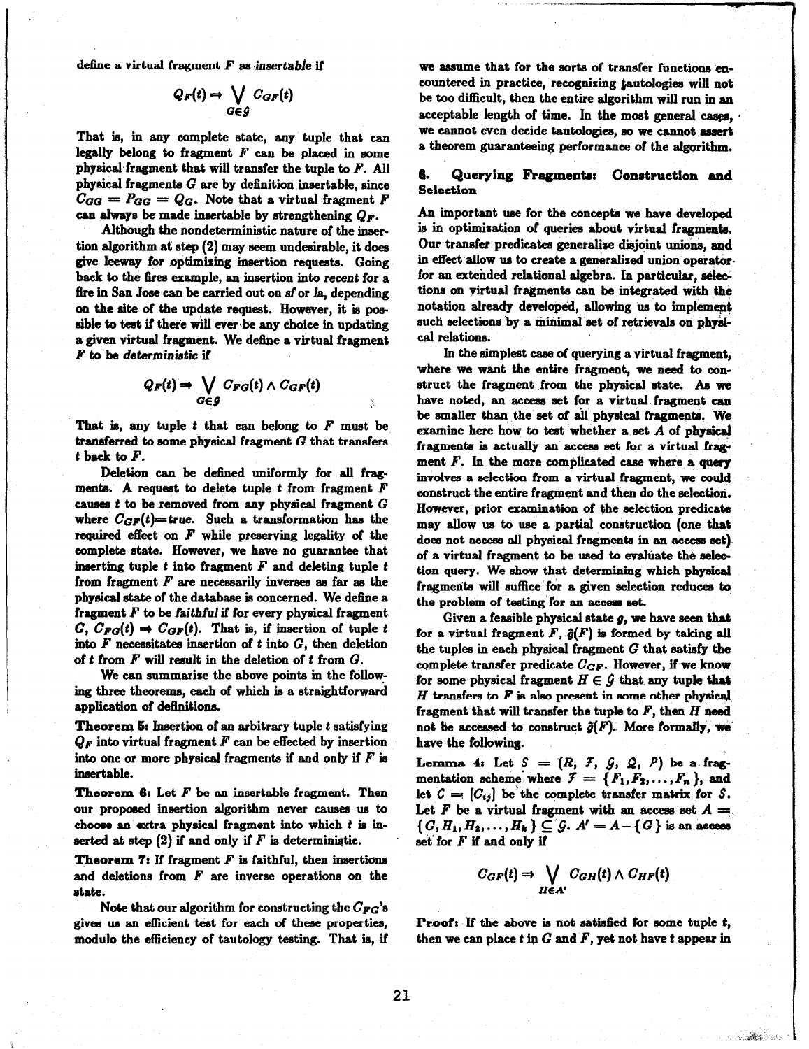define a virtual fragment $F$ as *insertable* if

$$Q_F(t) \Rightarrow \bigvee_{G \in \mathcal{G}} C_{GF}(t)$$

That is, in any complete state, any tuple that can legally belong to fragment $F$ can be placed in some physical fragment that will transfer the tuple to $F$. All physical fragments $G$ are by definition insertable, since $C_{GG} = P_{GG} = Q_G$. Note that a virtual fragment $F$ can always be made insertable by strengthening $Q_F$.

Although the nondeterministic nature of the insertion algorithm at step (2) may seem undesirable, it does give leeway for optimizing insertion requests. Going back to the fires example, an insertion into *recent* for a fire in San Jose can be carried out on *sf* or *la*, depending on the site of the update request. However, it is possible to test if there will ever be any choice in updating a given virtual fragment. We define a virtual fragment $F$ to be *deterministic* if

$$Q_F(t) \Rightarrow \bigvee_{G \in \mathcal{G}} C_{FG}(t) \wedge C_{GF}(t)$$

That is, any tuple $t$ that can belong to $F$ must be transferred to some physical fragment $G$ that transfers $t$ back to $F$.

Deletion can be defined uniformly for all fragments. A request to delete tuple $t$ from fragment $F$ causes $t$ to be removed from any physical fragment $G$ where $C_{GF}(t)$=*true*. Such a transformation has the required effect on $F$ while preserving legality of the complete state. However, we have no guarantee that inserting tuple $t$ into fragment $F$ and deleting tuple $t$ from fragment $F$ are necessarily inverses as far as the physical state of the database is concerned. We define a fragment $F$ to be *faithful* if for every physical fragment $G$, $C_{FG}(t) \Rightarrow C_{GF}(t)$. That is, if insertion of tuple $t$ into $F$ necessitates insertion of $t$ into $G$, then deletion of $t$ from $F$ will result in the deletion of $t$ from $G$.

We can summarize the above points in the following three theorems, each of which is a straightforward application of definitions.

**Theorem 5:** Insertion of an arbitrary tuple $t$ satisfying $Q_F$ into virtual fragment $F$ can be effected by insertion into one or more physical fragments if and only if $F$ is insertable.

**Theorem 6:** Let $F$ be an insertable fragment. Then our proposed insertion algorithm never causes us to choose an extra physical fragment into which $t$ is inserted at step (2) if and only if $F$ is deterministic.

**Theorem 7:** If fragment $F$ is faithful, then insertions and deletions from $F$ are inverse operations on the state.

Note that our algorithm for constructing the $C_{FG}$'s gives us an efficient test for each of these properties, modulo the efficiency of tautology testing. That is, if we assume that for the sorts of transfer functions encountered in practice, recognizing tautologies will not be too difficult, then the entire algorithm will run in an acceptable length of time. In the most general cases, we cannot even decide tautologies, so we cannot assert a theorem guaranteeing performance of the algorithm.

## 6. Querying Fragments: Construction and Selection

An important use for the concepts we have developed is in optimization of queries about virtual fragments. Our transfer predicates generalize disjoint unions, and in effect allow us to create a generalized union operator for an extended relational algebra. In particular, selections on virtual fragments can be integrated with the notation already developed, allowing us to implement such selections by a minimal set of retrievals on physical relations.

In the simplest case of querying a virtual fragment, where we want the entire fragment, we need to construct the fragment from the physical state. As we have noted, an access set for a virtual fragment can be smaller than the set of all physical fragments. We examine here how to test whether a set $A$ of physical fragments is actually an access set for a virtual fragment $F$. In the more complicated case where a query involves a selection from a virtual fragment, we could construct the entire fragment and then do the selection. However, prior examination of the selection predicate may allow us to use a partial construction (one that does not access all physical fragments in an access set) of a virtual fragment to be used to evaluate the selection query. We show that determining which physical fragments will suffice for a given selection reduces to the problem of testing for an access set.

Given a feasible physical state $g$, we have seen that for a virtual fragment $F$, $\hat{g}(F)$ is formed by taking all the tuples in each physical fragment $G$ that satisfy the complete transfer predicate $C_{GF}$. However, if we know for some physical fragment $H \in \mathcal{G}$ that any tuple that $H$ transfers to $F$ is also present in some other physical fragment that will transfer the tuple to $F$, then $H$ need not be accessed to construct $\hat{g}(F)$. More formally, we have the following.

**Lemma 4:** Let $\mathcal{S} = (R, \mathcal{F}, \mathcal{G}, \mathcal{Q}, \mathcal{P})$ be a fragmentation scheme where $\mathcal{F} = \{F_1, F_2, \ldots, F_n\}$, and let $C = [C_{ij}]$ be the complete transfer matrix for $\mathcal{S}$. Let $F$ be a virtual fragment with an access set $A = \{G, H_1, H_2, \ldots, H_k\} \subseteq \mathcal{G}$. $A' = A - \{G\}$ is an access set for $F$ if and only if

$$C_{GF}(t) \Rightarrow \bigvee_{H \in A'} C_{GH}(t) \wedge C_{HF}(t)$$

**Proof:** If the above is not satisfied for some tuple $t$, then we can place $t$ in $G$ and $F$, yet not have $t$ appear in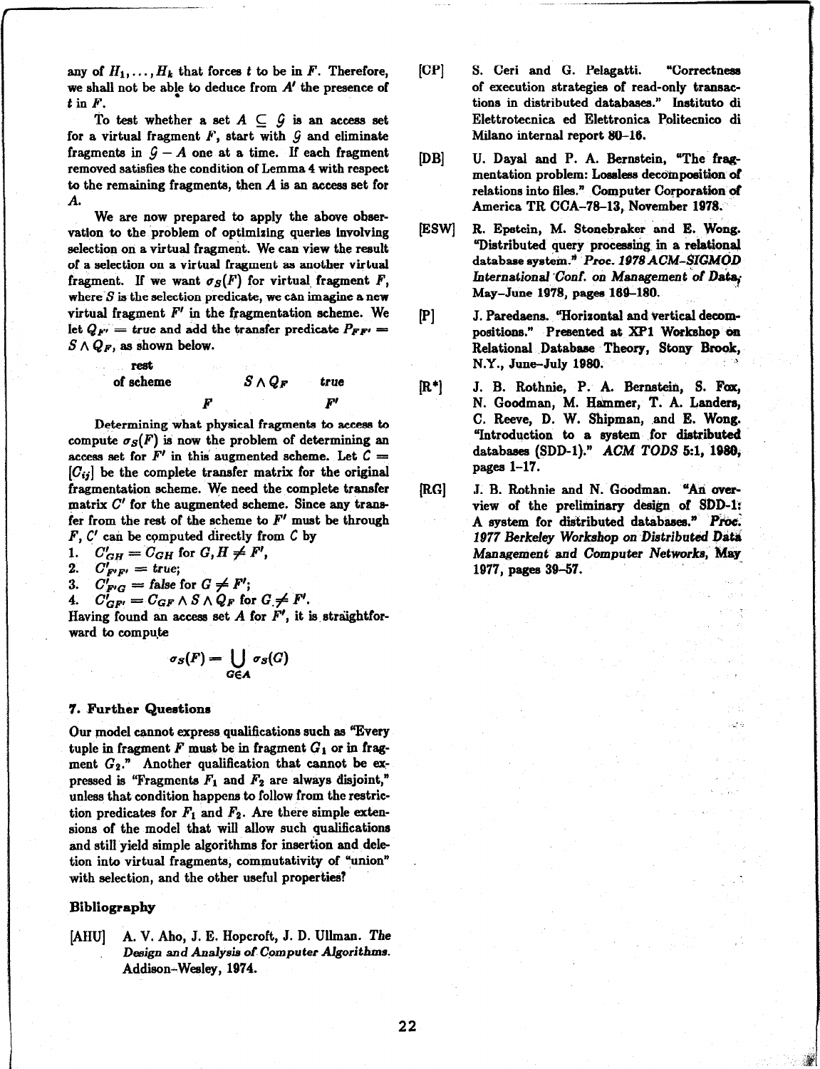any of $H_1, \ldots, H_k$ that forces $t$ to be in $F$. Therefore, we shall not be able to deduce from $A'$ the presence of $t$ in $F$.

To test whether a set $A \subseteq \mathcal{G}$ is an access set for a virtual fragment $F$, start with $\mathcal{G}$ and eliminate fragments in $\mathcal{G} - A$ one at a time. If each fragment removed satisfies the condition of Lemma 4 with respect to the remaining fragments, then $A$ is an access set for $A$.

We are now prepared to apply the above observation to the problem of optimizing queries involving selection on a virtual fragment. We can view the result of a selection on a virtual fragment as another virtual fragment. If we want $\sigma_S(F)$ for virtual fragment $F$, where $S$ is the selection predicate, we can imagine a new virtual fragment $F'$ in the fragmentation scheme. We let $Q_{F'} = true$ and add the transfer predicate $P_{FF'} = S \wedge Q_F$, as shown below.

| | | |
|---|---|---|
| rest of scheme | $S \wedge Q_F$ | true |
| | $F$ | $F'$ |

Determining what physical fragments to access to compute $\sigma_S(F)$ is now the problem of determining an access set for $F'$ in this augmented scheme. Let $C = [C_{ij}]$ be the complete transfer matrix for the original fragmentation scheme. We need the complete transfer matrix $C'$ for the augmented scheme. Since any transfer from the rest of the scheme to $F'$ must be through $F$, $C'$ can be computed directly from $C$ by

1. $C'_{GH} = C_{GH}$ for $G, H \neq F'$,
2. $C'_{F'F'} = true$;
3. $C'_{F'G} = false$ for $G \neq F'$;
4. $C'_{GF'} = C_{GF} \wedge S \wedge Q_F$ for $G \neq F'$.

Having found an access set $A$ for $F'$, it is straightforward to compute

$$\sigma_S(F) = \bigcup_{G \in A} \sigma_S(G)$$

## 7. Further Questions

Our model cannot express qualifications such as "Every tuple in fragment $F$ must be in fragment $G_1$ or in fragment $G_2$." Another qualification that cannot be expressed is "Fragments $F_1$ and $F_2$ are always disjoint," unless that condition happens to follow from the restriction predicates for $F_1$ and $F_2$. Are there simple extensions of the model that will allow such qualifications and still yield simple algorithms for insertion and deletion into virtual fragments, commutativity of "union" with selection, and the other useful properties?

## Bibliography

[AHU] A. V. Aho, J. E. Hopcroft, J. D. Ullman. *The Design and Analysis of Computer Algorithms.* Addison-Wesley, 1974.

[CP] S. Ceri and G. Pelagatti. "Correctness of execution strategies of read-only transactions in distributed databases." Instituto di Elettrotecnica ed Elettronica Politecnico di Milano internal report 80-16.

[DB] U. Dayal and P. A. Bernstein, "The fragmentation problem: Lossless decomposition of relations into files." Computer Corporation of America TR CCA-78-13, November 1978.

[ESW] R. Epstein, M. Stonebraker and E. Wong. "Distributed query processing in a relational database system." *Proc. 1978 ACM-SIGMOD International Conf. on Management of Data*, May-June 1978, pages 169-180.

[P] J. Paredaens. "Horizontal and vertical decompositions." Presented at XP1 Workshop on Relational Database Theory, Stony Brook, N.Y., June-July 1980.

[R*] J. B. Rothnie, P. A. Bernstein, S. Fox, N. Goodman, M. Hammer, T. A. Landers, C. Reeve, D. W. Shipman, and E. Wong. "Introduction to a system for distributed databases (SDD-1)." *ACM TODS* 5:1, 1980, pages 1-17.

[RG] J. B. Rothnie and N. Goodman. "An overview of the preliminary design of SDD-1: A system for distributed databases." *Proc. 1977 Berkeley Workshop on Distributed Data Management and Computer Networks*, May 1977, pages 39-57.